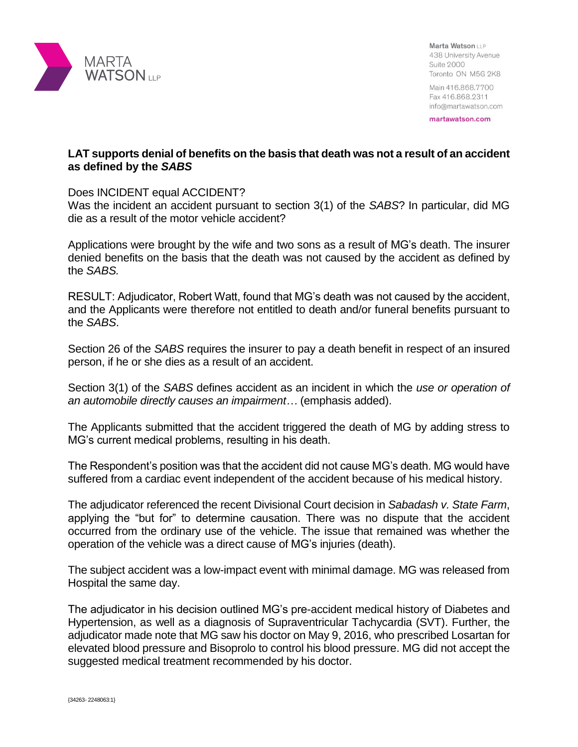**LAT supports denial of benefits on the basis that death was not a result of an accident as defined by the *SABS***

Does INCIDENT equal ACCIDENT?
Was the incident an accident pursuant to section 3(1) of the *SABS*? In particular, did MG die as a result of the motor vehicle accident?

Applications were brought by the wife and two sons as a result of MG's death. The insurer denied benefits on the basis that the death was not caused by the accident as defined by the *SABS.*

RESULT: Adjudicator, Robert Watt, found that MG's death was not caused by the accident, and the Applicants were therefore not entitled to death and/or funeral benefits pursuant to the *SABS*.

Section 26 of the *SABS* requires the insurer to pay a death benefit in respect of an insured person, if he or she dies as a result of an accident.

Section 3(1) of the *SABS* defines accident as an incident in which the *use or operation of an automobile directly causes an impairment…* (emphasis added).

The Applicants submitted that the accident triggered the death of MG by adding stress to MG's current medical problems, resulting in his death.

The Respondent's position was that the accident did not cause MG's death. MG would have suffered from a cardiac event independent of the accident because of his medical history.

The adjudicator referenced the recent Divisional Court decision in *Sabadash v. State Farm*, applying the "but for" to determine causation. There was no dispute that the accident occurred from the ordinary use of the vehicle. The issue that remained was whether the operation of the vehicle was a direct cause of MG's injuries (death).

The subject accident was a low-impact event with minimal damage. MG was released from Hospital the same day.

The adjudicator in his decision outlined MG's pre-accident medical history of Diabetes and Hypertension, as well as a diagnosis of Supraventricular Tachycardia (SVT). Further, the adjudicator made note that MG saw his doctor on May 9, 2016, who prescribed Losartan for elevated blood pressure and Bisoprolo to control his blood pressure. MG did not accept the suggested medical treatment recommended by his doctor.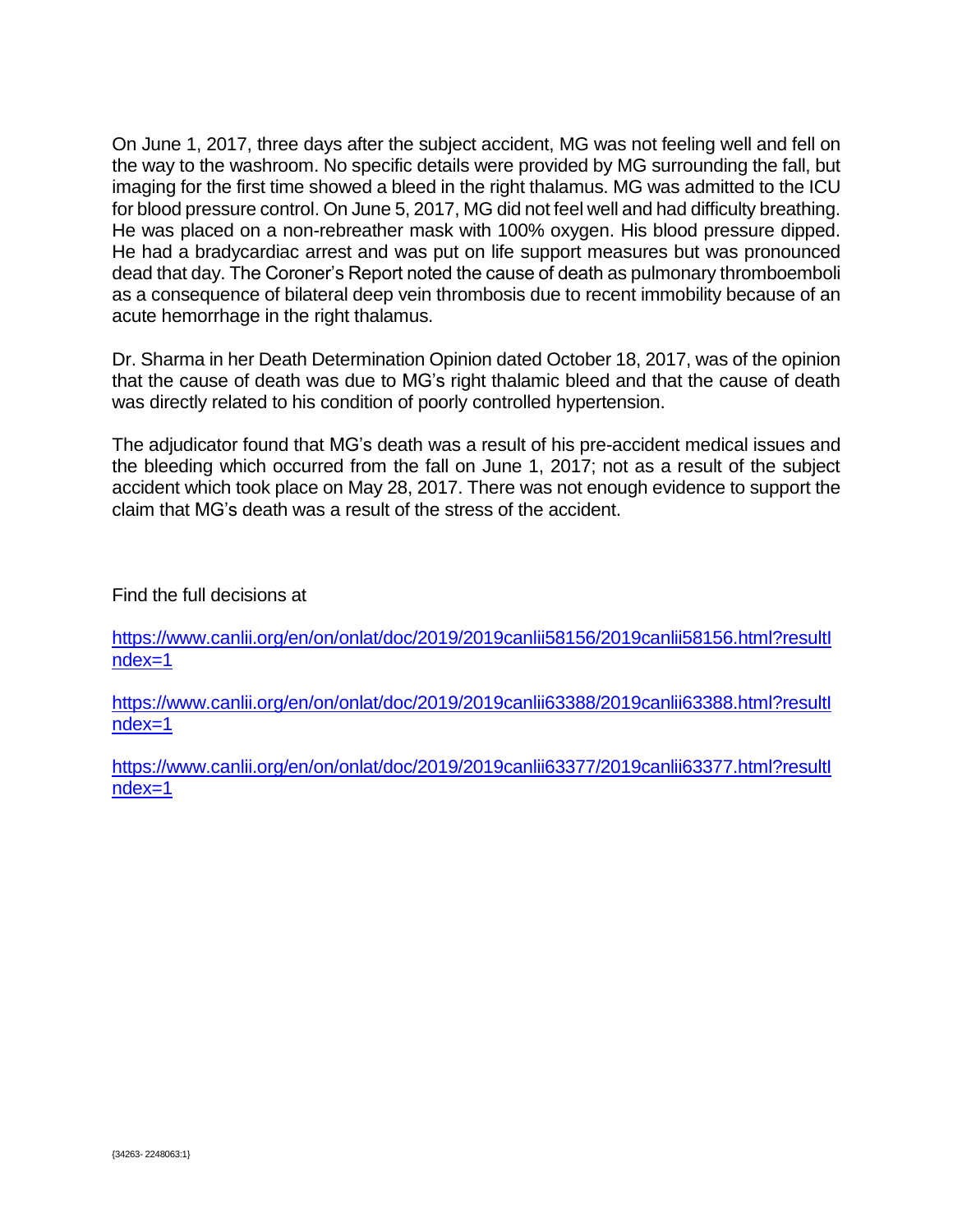On June 1, 2017, three days after the subject accident, MG was not feeling well and fell on the way to the washroom. No specific details were provided by MG surrounding the fall, but imaging for the first time showed a bleed in the right thalamus. MG was admitted to the ICU for blood pressure control. On June 5, 2017, MG did not feel well and had difficulty breathing. He was placed on a non-rebreather mask with 100% oxygen. His blood pressure dipped. He had a bradycardiac arrest and was put on life support measures but was pronounced dead that day. The Coroner's Report noted the cause of death as pulmonary thromboemboli as a consequence of bilateral deep vein thrombosis due to recent immobility because of an acute hemorrhage in the right thalamus.

Dr. Sharma in her Death Determination Opinion dated October 18, 2017, was of the opinion that the cause of death was due to MG's right thalamic bleed and that the cause of death was directly related to his condition of poorly controlled hypertension.

The adjudicator found that MG's death was a result of his pre-accident medical issues and the bleeding which occurred from the fall on June 1, 2017; not as a result of the subject accident which took place on May 28, 2017. There was not enough evidence to support the claim that MG's death was a result of the stress of the accident.

Find the full decisions at

https://www.canlii.org/en/on/onlat/doc/2019/2019canlii58156/2019canlii58156.html?resultIndex=1

https://www.canlii.org/en/on/onlat/doc/2019/2019canlii63388/2019canlii63388.html?resultIndex=1

https://www.canlii.org/en/on/onlat/doc/2019/2019canlii63377/2019canlii63377.html?resultIndex=1

{34263- 2248063:1}